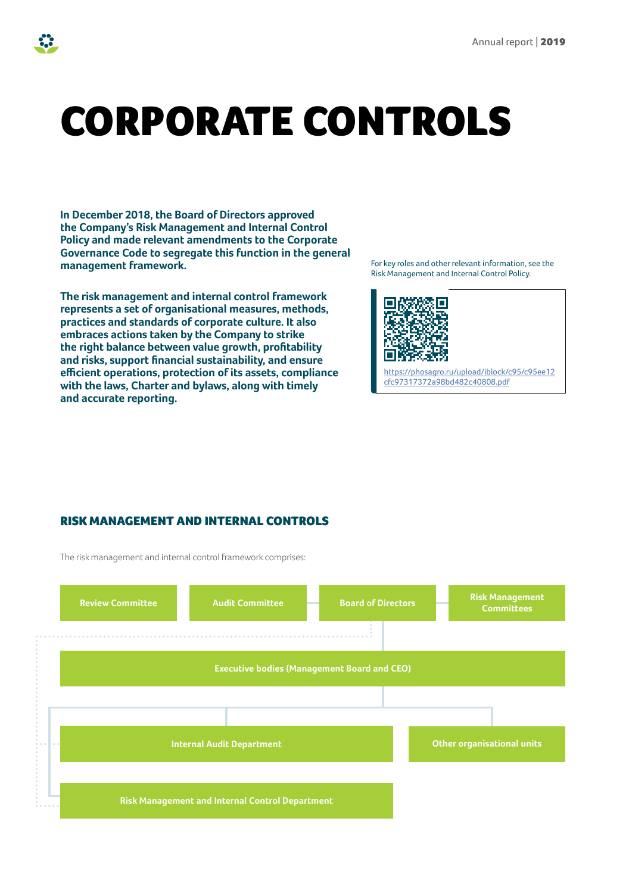# CORPORATE CONTROLS

**In December 2018, the Board of Directors approved the Company's Risk Management and Internal Control Policy and made relevant amendments to the Corporate Governance Code to segregate this function in the general management framework.**

**The risk management and internal control framework represents a set of organisational measures, methods, practices and standards of corporate culture. It also embraces actions taken by the Company to strike the right balance between value growth, profitability and risks, support financial sustainability, and ensure efficient operations, protection of its assets, compliance with the laws, Charter and bylaws, along with timely and accurate reporting.**

For key roles and other relevant information, see the Risk Management and Internal Control Policy.

https://phosagro.ru/upload/iblock/c95/c95ee12cfc97317372a98bd482c40808.pdf

## RISK MANAGEMENT AND INTERNAL CONTROLS

The risk management and internal control framework comprises:

- Review Committee
- Audit Committee
- Board of Directors
- Risk Management Committees
- Executive bodies (Management Board and CEO)
- Internal Audit Department
- Other organisational units
- Risk Management and Internal Control Department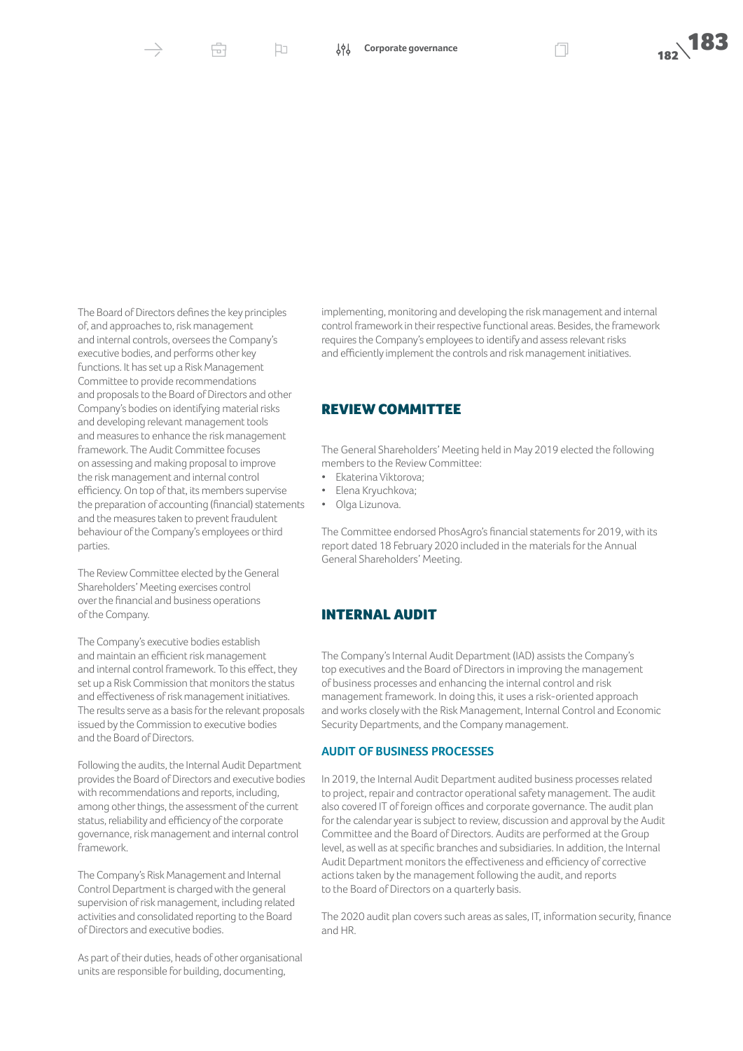The Board of Directors defines the key principles of, and approaches to, risk management and internal controls, oversees the Company's executive bodies, and performs other key functions. It has set up a Risk Management Committee to provide recommendations and proposals to the Board of Directors and other Company's bodies on identifying material risks and developing relevant management tools and measures to enhance the risk management framework. The Audit Committee focuses on assessing and making proposal to improve the risk management and internal control efficiency. On top of that, its members supervise the preparation of accounting (financial) statements and the measures taken to prevent fraudulent behaviour of the Company's employees or third parties.

The Review Committee elected by the General Shareholders' Meeting exercises control over the financial and business operations of the Company.

The Company's executive bodies establish and maintain an efficient risk management and internal control framework. To this effect, they set up a Risk Commission that monitors the status and effectiveness of risk management initiatives. The results serve as a basis for the relevant proposals issued by the Commission to executive bodies and the Board of Directors.

Following the audits, the Internal Audit Department provides the Board of Directors and executive bodies with recommendations and reports, including, among other things, the assessment of the current status, reliability and efficiency of the corporate governance, risk management and internal control framework.

The Company's Risk Management and Internal Control Department is charged with the general supervision of risk management, including related activities and consolidated reporting to the Board of Directors and executive bodies.

As part of their duties, heads of other organisational units are responsible for building, documenting, implementing, monitoring and developing the risk management and internal control framework in their respective functional areas. Besides, the framework requires the Company's employees to identify and assess relevant risks and efficiently implement the controls and risk management initiatives.

## REVIEW COMMITTEE

The General Shareholders' Meeting held in May 2019 elected the following members to the Review Committee:

- Ekaterina Viktorova;
- Elena Kryuchkova;
- Olga Lizunova.

The Committee endorsed PhosAgro's financial statements for 2019, with its report dated 18 February 2020 included in the materials for the Annual General Shareholders' Meeting.

## INTERNAL AUDIT

The Company's Internal Audit Department (IAD) assists the Company's top executives and the Board of Directors in improving the management of business processes and enhancing the internal control and risk management framework. In doing this, it uses a risk-oriented approach and works closely with the Risk Management, Internal Control and Economic Security Departments, and the Company management.

### AUDIT OF BUSINESS PROCESSES

In 2019, the Internal Audit Department audited business processes related to project, repair and contractor operational safety management. The audit also covered IT of foreign offices and corporate governance. The audit plan for the calendar year is subject to review, discussion and approval by the Audit Committee and the Board of Directors. Audits are performed at the Group level, as well as at specific branches and subsidiaries. In addition, the Internal Audit Department monitors the effectiveness and efficiency of corrective actions taken by the management following the audit, and reports to the Board of Directors on a quarterly basis.

The 2020 audit plan covers such areas as sales, IT, information security, finance and HR.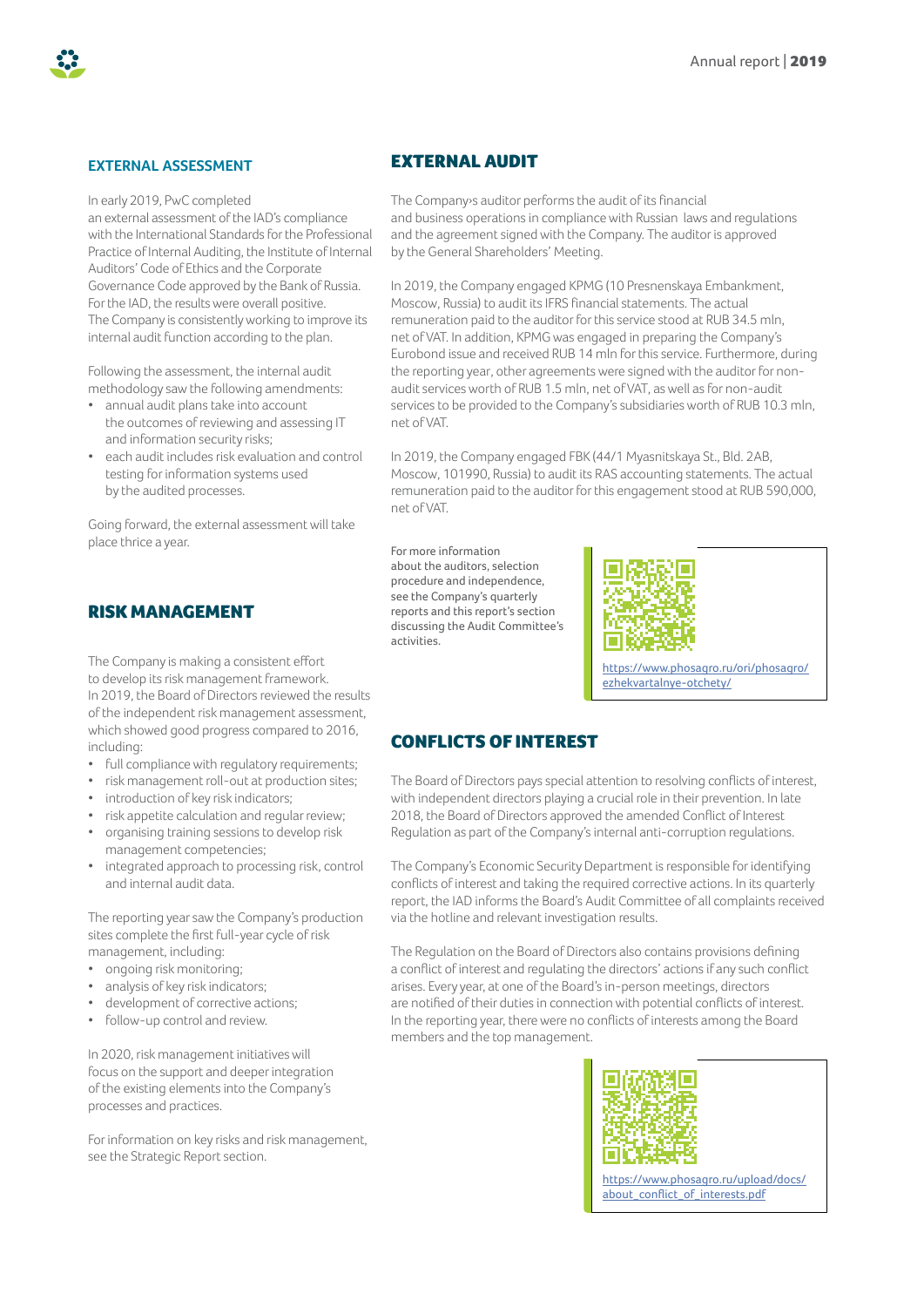### EXTERNAL ASSESSMENT

In early 2019, PwC completed an external assessment of the IAD's compliance with the International Standards for the Professional Practice of Internal Auditing, the Institute of Internal Auditors' Code of Ethics and the Corporate Governance Code approved by the Bank of Russia. For the IAD, the results were overall positive. The Company is consistently working to improve its internal audit function according to the plan.

Following the assessment, the internal audit methodology saw the following amendments:

- annual audit plans take into account the outcomes of reviewing and assessing IT and information security risks;
- each audit includes risk evaluation and control testing for information systems used by the audited processes.

Going forward, the external assessment will take place thrice a year.

## RISK MANAGEMENT

The Company is making a consistent effort to develop its risk management framework. In 2019, the Board of Directors reviewed the results of the independent risk management assessment, which showed good progress compared to 2016, including:

- full compliance with regulatory requirements;
- risk management roll-out at production sites;
- introduction of key risk indicators;
- risk appetite calculation and regular review;
- organising training sessions to develop risk management competencies;
- integrated approach to processing risk, control and internal audit data.

The reporting year saw the Company's production sites complete the first full-year cycle of risk management, including:

- ongoing risk monitoring;
- analysis of key risk indicators;
- development of corrective actions;
- follow-up control and review.

In 2020, risk management initiatives will focus on the support and deeper integration of the existing elements into the Company's processes and practices.

For information on key risks and risk management, see the Strategic Report section.

## EXTERNAL AUDIT

The Company›s auditor performs the audit of its financial and business operations in compliance with Russian laws and regulations and the agreement signed with the Company. The auditor is approved by the General Shareholders' Meeting.

In 2019, the Company engaged KPMG (10 Presnenskaya Embankment, Moscow, Russia) to audit its IFRS financial statements. The actual remuneration paid to the auditor for this service stood at RUB 34.5 mln, net of VAT. In addition, KPMG was engaged in preparing the Company's Eurobond issue and received RUB 14 mln for this service. Furthermore, during the reporting year, other agreements were signed with the auditor for non-audit services worth of RUB 1.5 mln, net of VAT, as well as for non-audit services to be provided to the Company's subsidiaries worth of RUB 10.3 mln, net of VAT.

In 2019, the Company engaged FBK (44/1 Myasnitskaya St., Bld. 2AB, Moscow, 101990, Russia) to audit its RAS accounting statements. The actual remuneration paid to the auditor for this engagement stood at RUB 590,000, net of VAT.

For more information about the auditors, selection procedure and independence, see the Company's quarterly reports and this report's section discussing the Audit Committee's activities.

https://www.phosagro.ru/ori/phosagro/ezhekvartalnye-otchety/

## CONFLICTS OF INTEREST

The Board of Directors pays special attention to resolving conflicts of interest, with independent directors playing a crucial role in their prevention. In late 2018, the Board of Directors approved the amended Conflict of Interest Regulation as part of the Company's internal anti-corruption regulations.

The Company's Economic Security Department is responsible for identifying conflicts of interest and taking the required corrective actions. In its quarterly report, the IAD informs the Board's Audit Committee of all complaints received via the hotline and relevant investigation results.

The Regulation on the Board of Directors also contains provisions defining a conflict of interest and regulating the directors' actions if any such conflict arises. Every year, at one of the Board's in-person meetings, directors are notified of their duties in connection with potential conflicts of interest. In the reporting year, there were no conflicts of interests among the Board members and the top management.

https://www.phosagro.ru/upload/docs/about_conflict_of_interests.pdf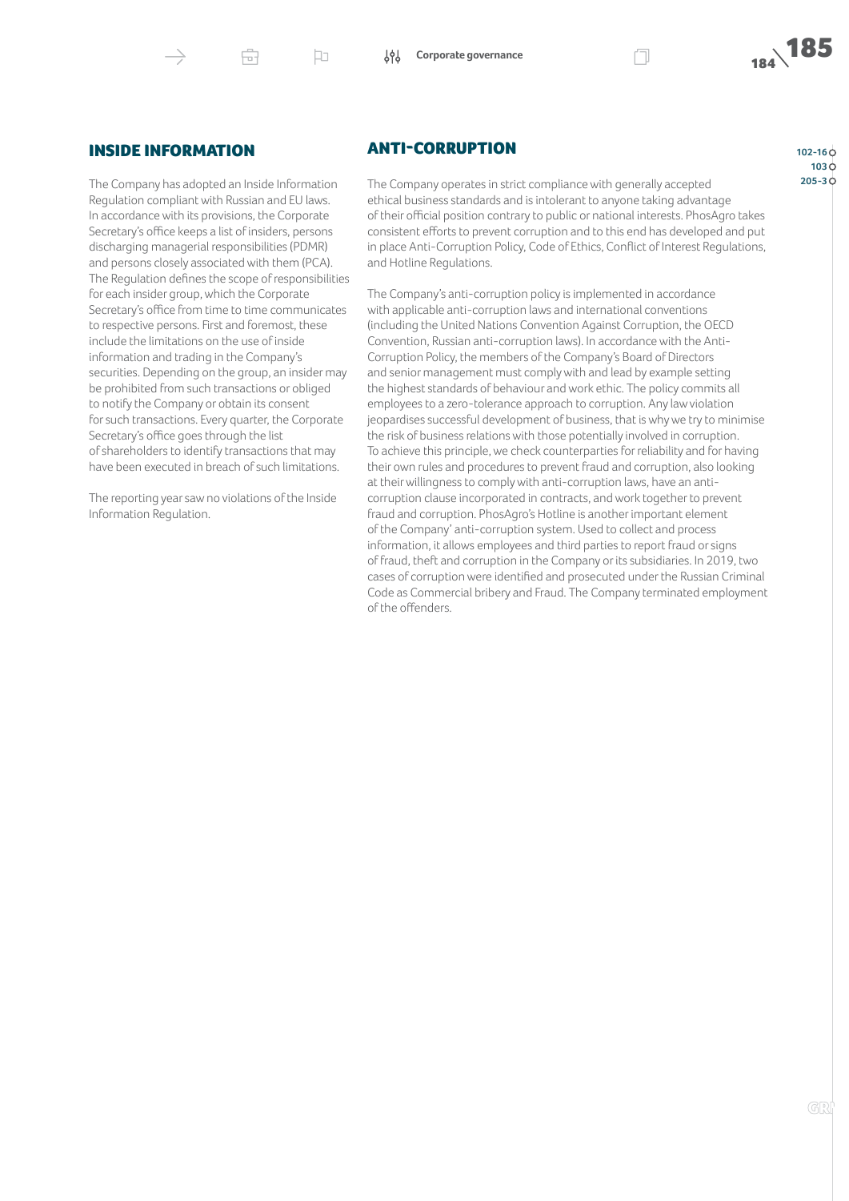## INSIDE INFORMATION

The Company has adopted an Inside Information Regulation compliant with Russian and EU laws. In accordance with its provisions, the Corporate Secretary's office keeps a list of insiders, persons discharging managerial responsibilities (PDMR) and persons closely associated with them (PCA). The Regulation defines the scope of responsibilities for each insider group, which the Corporate Secretary's office from time to time communicates to respective persons. First and foremost, these include the limitations on the use of inside information and trading in the Company's securities. Depending on the group, an insider may be prohibited from such transactions or obliged to notify the Company or obtain its consent for such transactions. Every quarter, the Corporate Secretary's office goes through the list of shareholders to identify transactions that may have been executed in breach of such limitations.

The reporting year saw no violations of the Inside Information Regulation.

## ANTI-CORRUPTION

102-16
103
205-3

The Company operates in strict compliance with generally accepted ethical business standards and is intolerant to anyone taking advantage of their official position contrary to public or national interests. PhosAgro takes consistent efforts to prevent corruption and to this end has developed and put in place Anti-Corruption Policy, Code of Ethics, Conflict of Interest Regulations, and Hotline Regulations.

The Company's anti-corruption policy is implemented in accordance with applicable anti-corruption laws and international conventions (including the United Nations Convention Against Corruption, the OECD Convention, Russian anti-corruption laws). In accordance with the Anti-Corruption Policy, the members of the Company's Board of Directors and senior management must comply with and lead by example setting the highest standards of behaviour and work ethic. The policy commits all employees to a zero-tolerance approach to corruption. Any law violation jeopardises successful development of business, that is why we try to minimise the risk of business relations with those potentially involved in corruption. To achieve this principle, we check counterparties for reliability and for having their own rules and procedures to prevent fraud and corruption, also looking at their willingness to comply with anti-corruption laws, have an anti-corruption clause incorporated in contracts, and work together to prevent fraud and corruption. PhosAgro's Hotline is another important element of the Company' anti-corruption system. Used to collect and process information, it allows employees and third parties to report fraud or signs of fraud, theft and corruption in the Company or its subsidiaries. In 2019, two cases of corruption were identified and prosecuted under the Russian Criminal Code as Commercial bribery and Fraud. The Company terminated employment of the offenders.